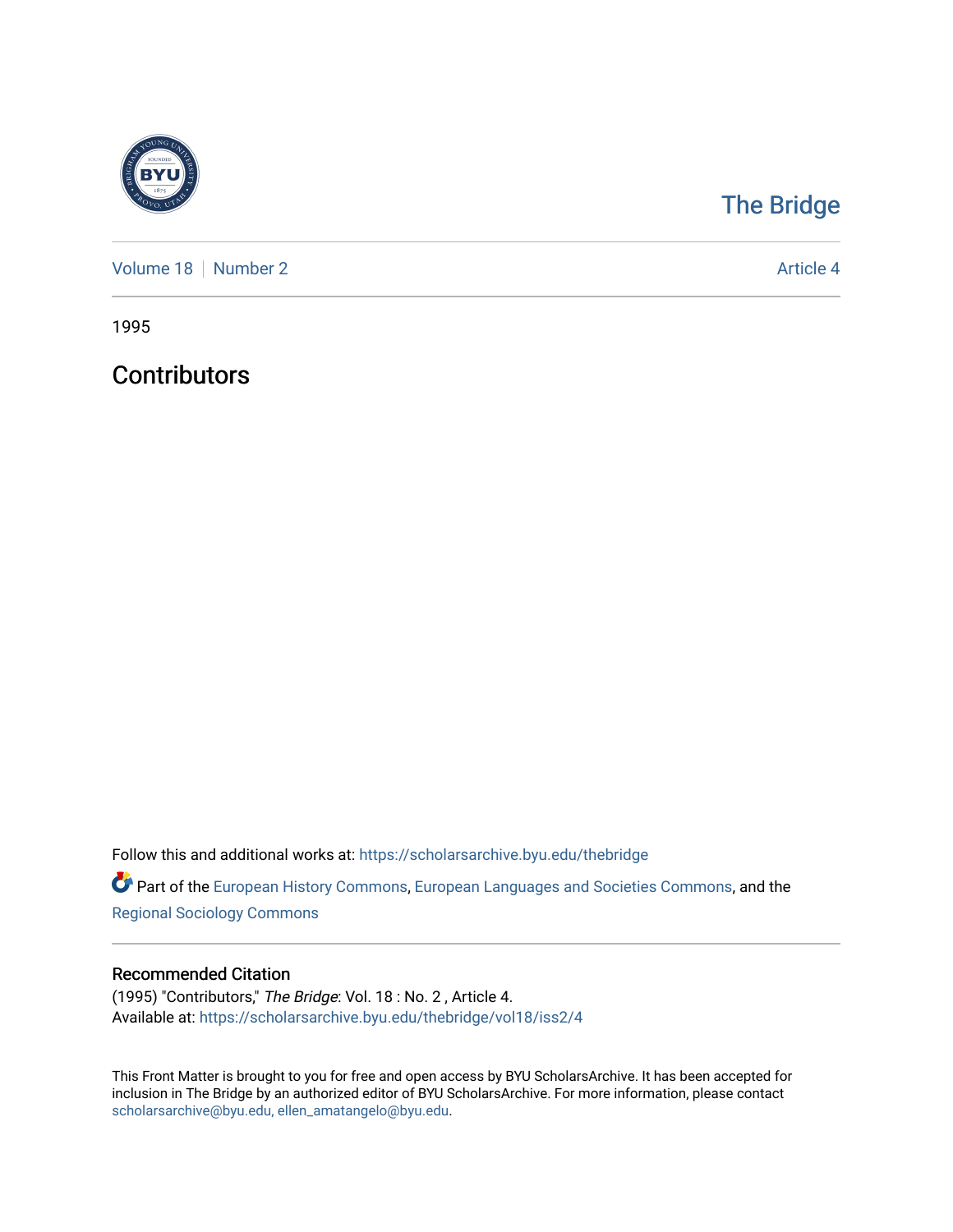The Bridge

Volume 18 | Number 2 | Article 4

1995

# Contributors

Follow this and additional works at: https://scholarsarchive.byu.edu/thebridge

Part of the European History Commons, European Languages and Societies Commons, and the Regional Sociology Commons

## Recommended Citation

(1995) "Contributors," *The Bridge*: Vol. 18 : No. 2 , Article 4.
Available at: https://scholarsarchive.byu.edu/thebridge/vol18/iss2/4

This Front Matter is brought to you for free and open access by BYU ScholarsArchive. It has been accepted for inclusion in The Bridge by an authorized editor of BYU ScholarsArchive. For more information, please contact scholarsarchive@byu.edu, ellen_amatangelo@byu.edu.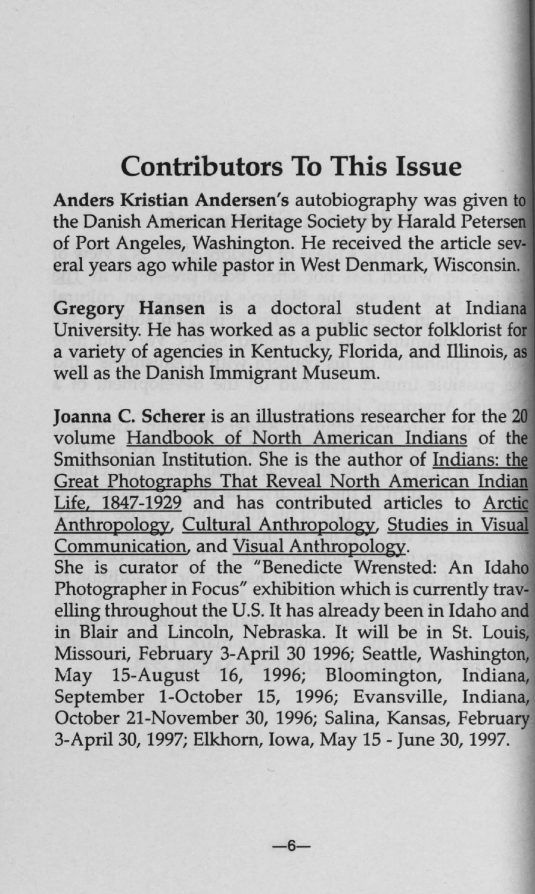# Contributors To This Issue

**Anders Kristian Andersen's** autobiography was given to the Danish American Heritage Society by Harald Petersen of Port Angeles, Washington. He received the article several years ago while pastor in West Denmark, Wisconsin.

**Gregory Hansen** is a doctoral student at Indiana University. He has worked as a public sector folklorist for a variety of agencies in Kentucky, Florida, and Illinois, as well as the Danish Immigrant Museum.

**Joanna C. Scherer** is an illustrations researcher for the 20 volume Handbook of North American Indians of the Smithsonian Institution. She is the author of Indians: the Great Photographs That Reveal North American Indian Life, 1847-1929 and has contributed articles to Arctic Anthropology, Cultural Anthropology, Studies in Visual Communication, and Visual Anthropology.

She is curator of the "Benedicte Wrensted: An Idaho Photographer in Focus" exhibition which is currently travelling throughout the U.S. It has already been in Idaho and in Blair and Lincoln, Nebraska. It will be in St. Louis, Missouri, February 3-April 30 1996; Seattle, Washington, May 15-August 16, 1996; Bloomington, Indiana, September 1-October 15, 1996; Evansville, Indiana, October 21-November 30, 1996; Salina, Kansas, February 3-April 30, 1997; Elkhorn, Iowa, May 15 - June 30, 1997.